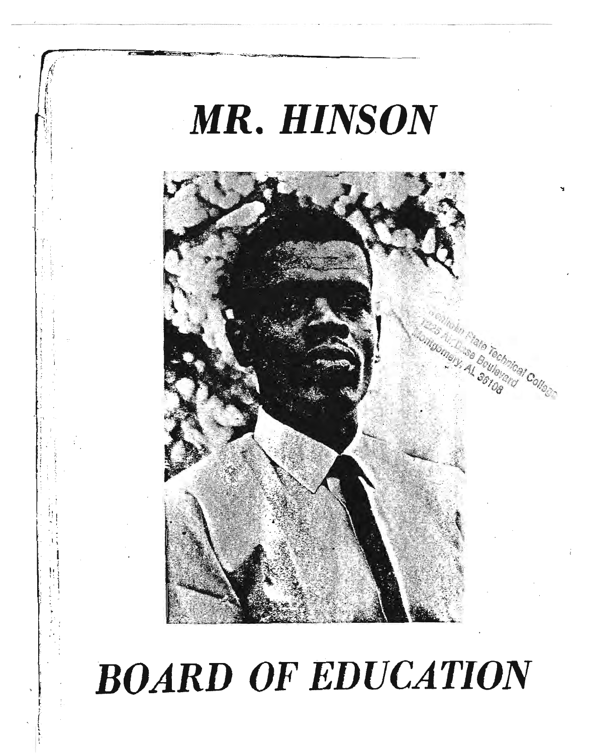# MR. HINSON

Trenholm State Technical College
1225 Air Base Boulevard
Montgomery, AL 36108

# BOARD OF EDUCATION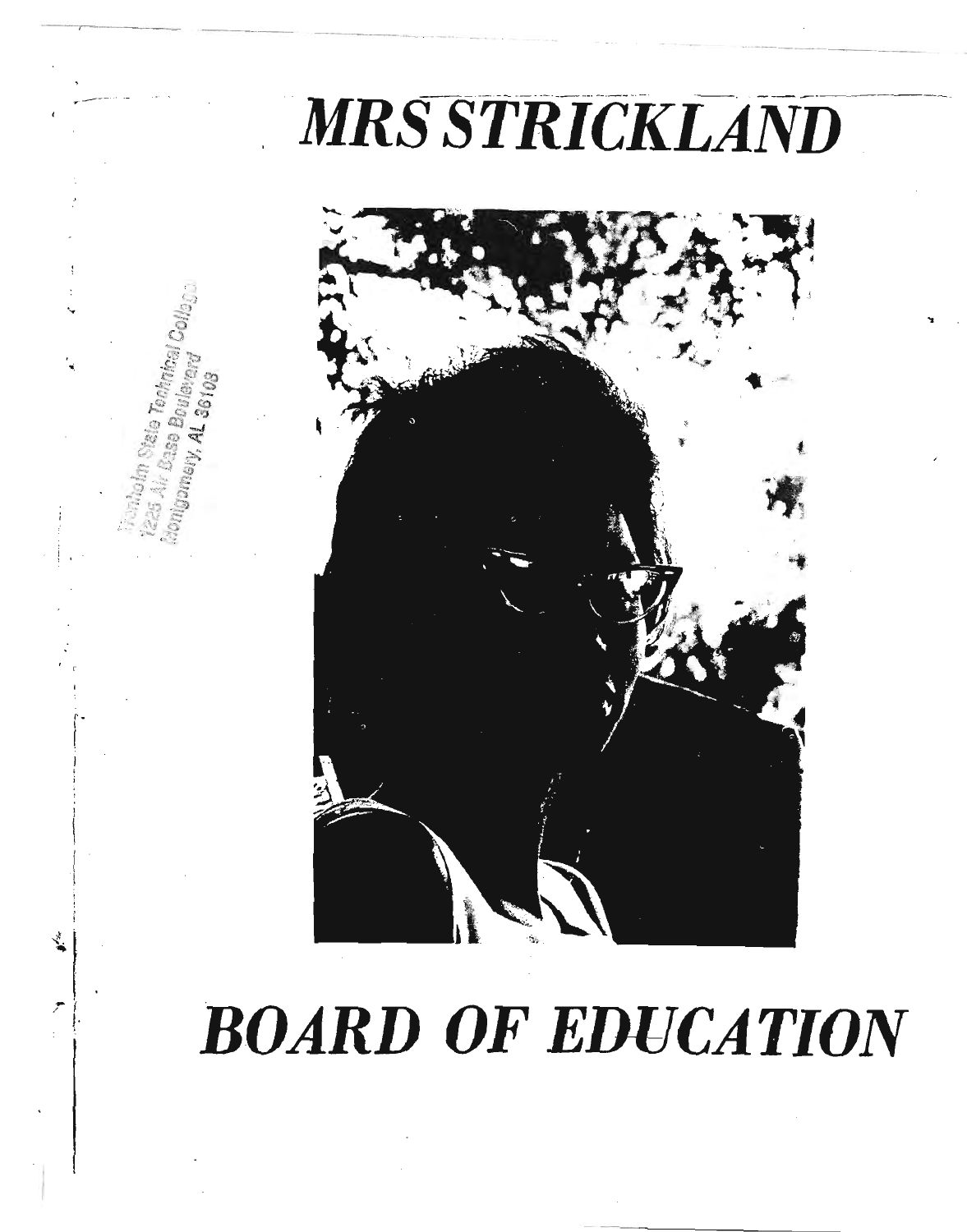# MRS STRICKLAND

Trenholm State Technical College
1225 Air Base Boulevard
Montgomery, AL 36108

# BOARD OF EDUCATION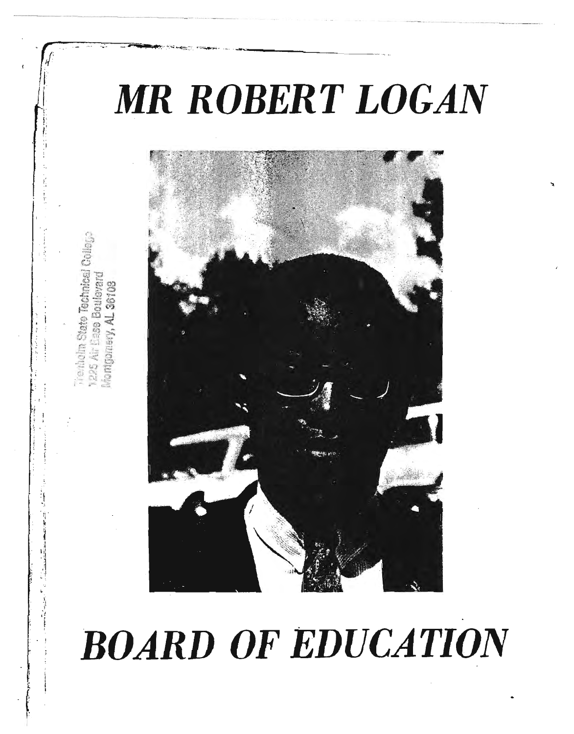# MR ROBERT LOGAN

Trenholm State Technical College
1225 Air Base Boulevard
Montgomery, AL 36108

# BOARD OF EDUCATION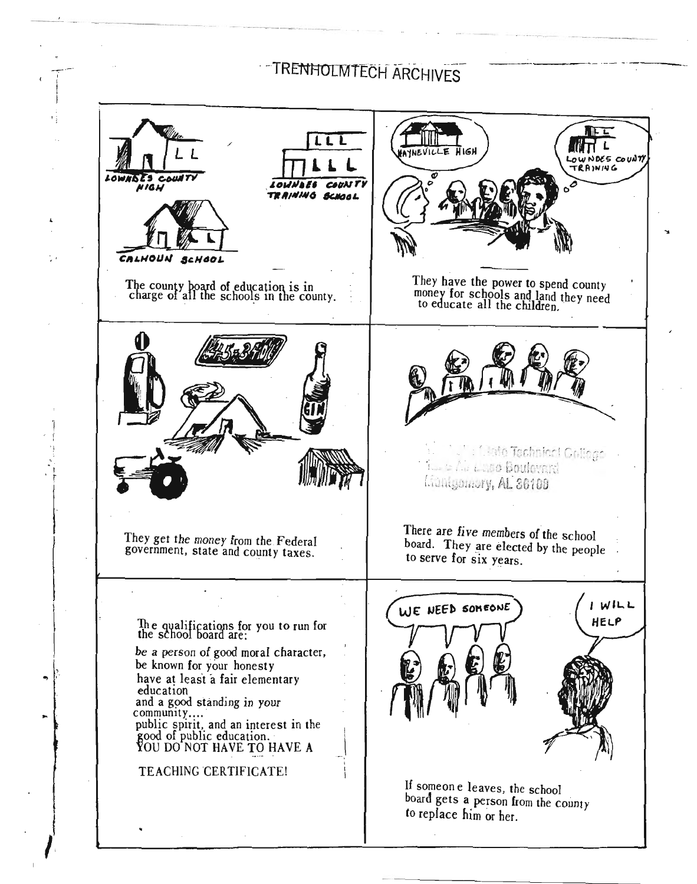The county board of education is in charge of all the schools in the county.

They have the power to spend county money for schools and land they need to educate all the children.

They get the money from the Federal government, state and county taxes.

There are *five members* of the school board. They are elected by the people to serve for six years.

The qualifications for you to run for the school board are:

be a person of good moral character,
be known for your honesty
have at least a fair elementary education
and a good standing in your community....
public spirit, and an interest in the good of public education.
YOU DO NOT HAVE TO HAVE A

TEACHING CERTIFICATE!

If someone leaves, the school board gets a person from the county to replace him or her.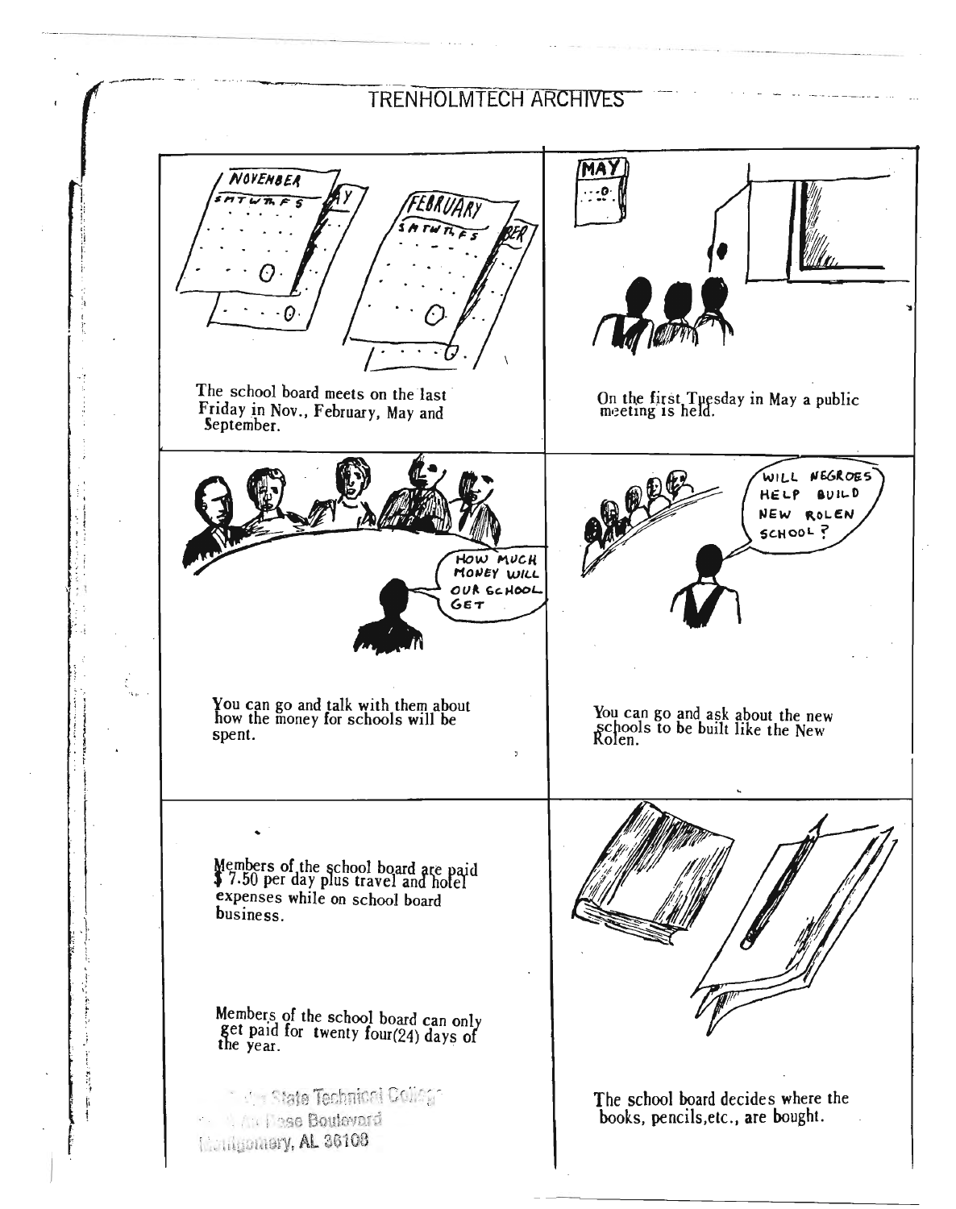TRENHOLMTECH ARCHIVES

The school board meets on the last Friday in Nov., February, May and September.

On the first Tuesday in May a public meeting is held.

HOW MUCH MONEY WILL OUR SCHOOL GET

You can go and talk with them about how the money for schools will be spent.

WILL NEGROES HELP BUILD NEW ROLEN SCHOOL ?

You can go and ask about the new schools to be built like the New Rolen.

Members of the school board are paid $ 7.50 per day plus travel and hotel expenses while on school board business.

Members of the school board can only get paid for twenty four(24) days of the year.

The school board decides where the books, pencils,etc., are bought.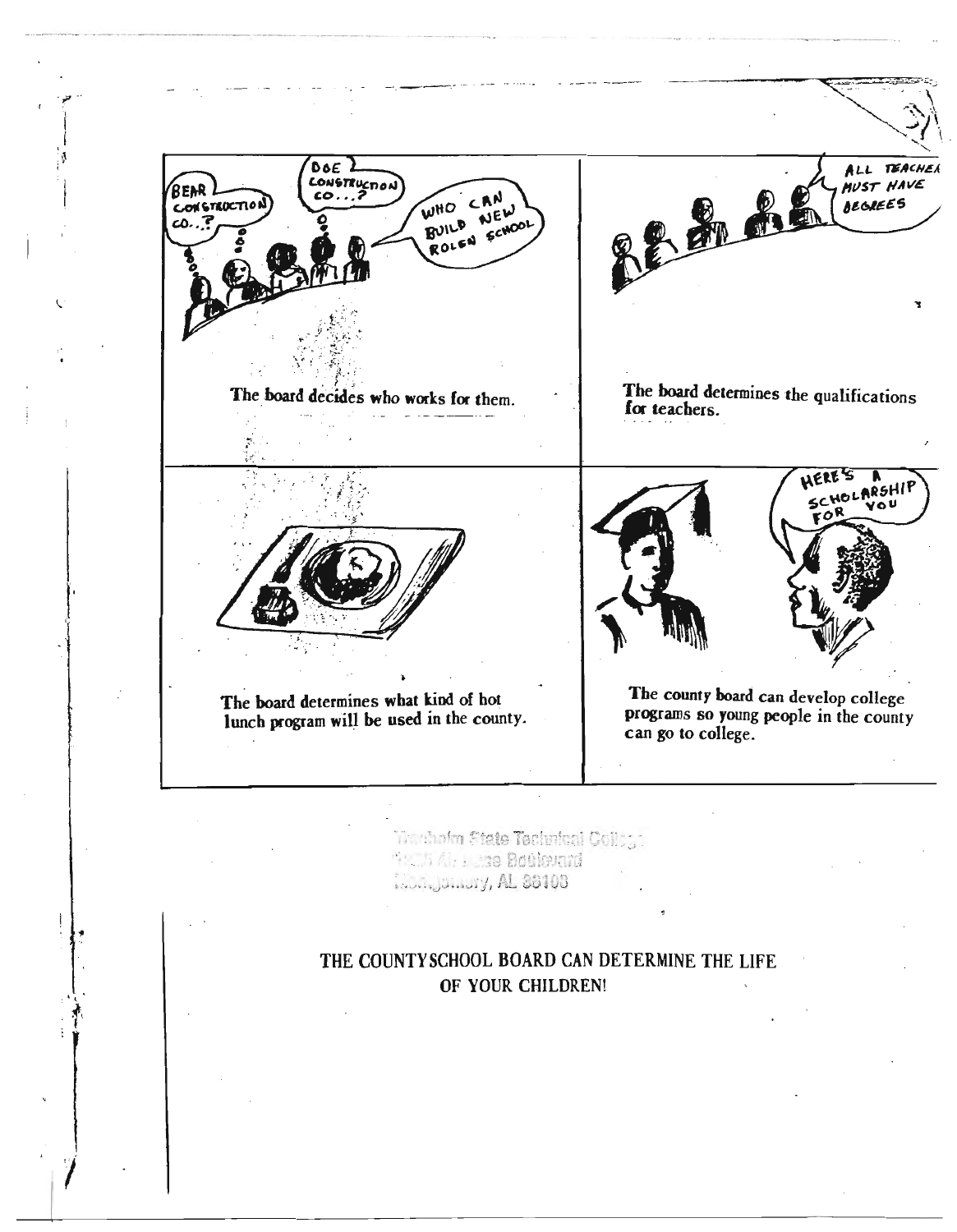The board decides who works for them.

The board determines the qualifications for teachers.

The board determines what kind of hot lunch program will be used in the county.

The county board can develop college programs so young people in the county can go to college.

THE COUNTYSCHOOL BOARD CAN DETERMINE THE LIFE OF YOUR CHILDREN!